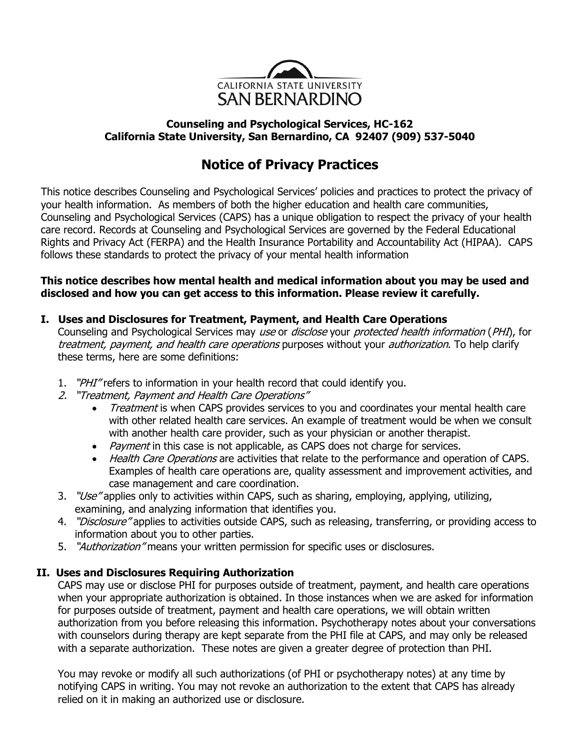CALIFORNIA STATE UNIVERSITY
SAN BERNARDINO

**Counseling and Psychological Services, HC-162**
**California State University, San Bernardino, CA 92407 (909) 537-5040**

# Notice of Privacy Practices

This notice describes Counseling and Psychological Services' policies and practices to protect the privacy of your health information. As members of both the higher education and health care communities, Counseling and Psychological Services (CAPS) has a unique obligation to respect the privacy of your health care record. Records at Counseling and Psychological Services are governed by the Federal Educational Rights and Privacy Act (FERPA) and the Health Insurance Portability and Accountability Act (HIPAA). CAPS follows these standards to protect the privacy of your mental health information

**This notice describes how mental health and medical information about you may be used and disclosed and how you can get access to this information. Please review it carefully.**

## I. Uses and Disclosures for Treatment, Payment, and Health Care Operations

Counseling and Psychological Services may *use* or *disclose* your *protected health information* (*PHI*), for *treatment, payment, and health care operations* purposes without your *authorization*. To help clarify these terms, here are some definitions:

1. *"PHI"* refers to information in your health record that could identify you.
2. *"Treatment, Payment and Health Care Operations"*
   - *Treatment* is when CAPS provides services to you and coordinates your mental health care with other related health care services. An example of treatment would be when we consult with another health care provider, such as your physician or another therapist.
   - *Payment* in this case is not applicable, as CAPS does not charge for services.
   - *Health Care Operations* are activities that relate to the performance and operation of CAPS. Examples of health care operations are, quality assessment and improvement activities, and case management and care coordination.
3. *"Use"* applies only to activities within CAPS, such as sharing, employing, applying, utilizing, examining, and analyzing information that identifies you.
4. *"Disclosure"* applies to activities outside CAPS, such as releasing, transferring, or providing access to information about you to other parties.
5. *"Authorization"* means your written permission for specific uses or disclosures.

## II. Uses and Disclosures Requiring Authorization

CAPS may use or disclose PHI for purposes outside of treatment, payment, and health care operations when your appropriate authorization is obtained. In those instances when we are asked for information for purposes outside of treatment, payment and health care operations, we will obtain written authorization from you before releasing this information. Psychotherapy notes about your conversations with counselors during therapy are kept separate from the PHI file at CAPS, and may only be released with a separate authorization. These notes are given a greater degree of protection than PHI.

You may revoke or modify all such authorizations (of PHI or psychotherapy notes) at any time by notifying CAPS in writing. You may not revoke an authorization to the extent that CAPS has already relied on it in making an authorized use or disclosure.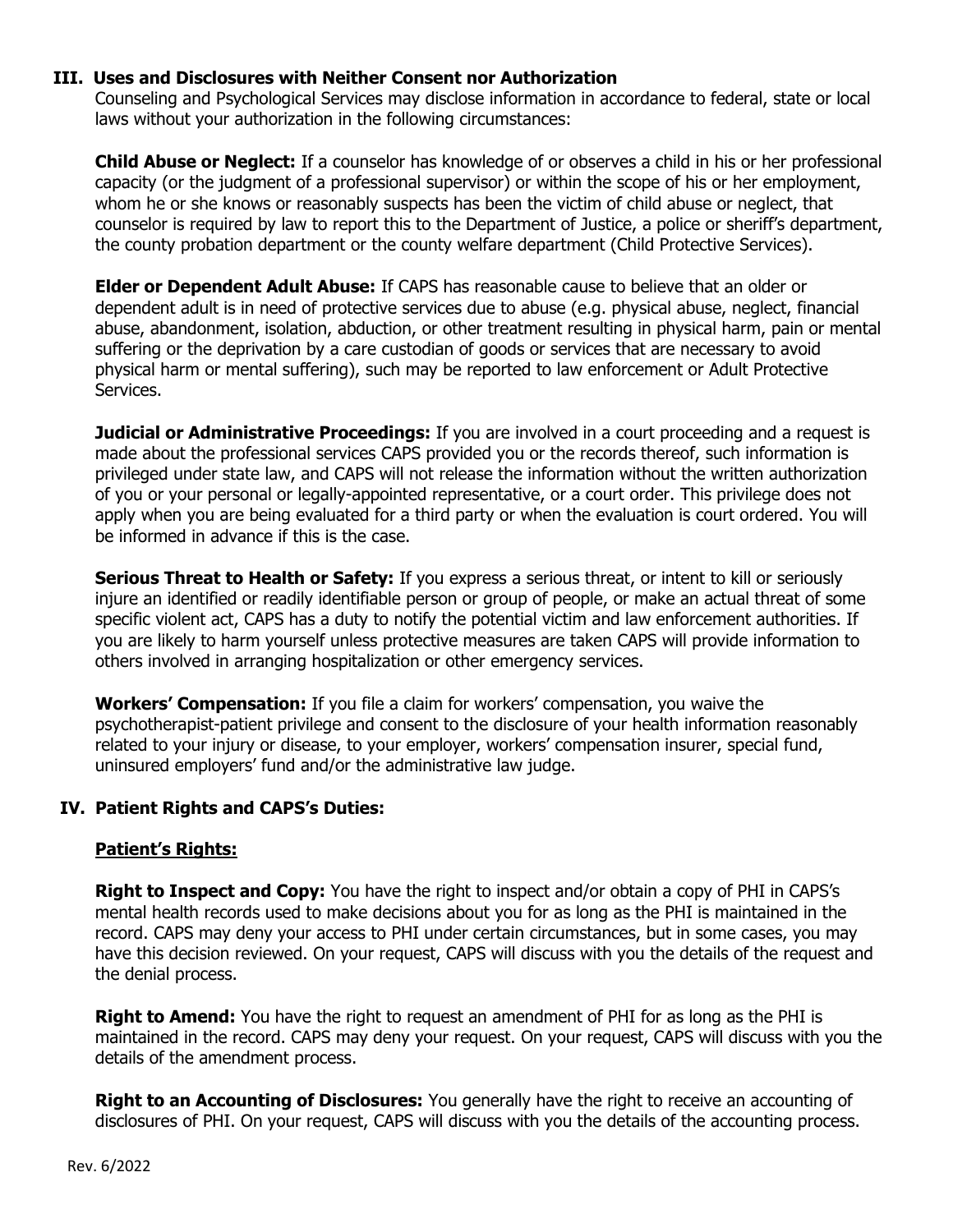## III. Uses and Disclosures with Neither Consent nor Authorization

Counseling and Psychological Services may disclose information in accordance to federal, state or local laws without your authorization in the following circumstances:

**Child Abuse or Neglect:** If a counselor has knowledge of or observes a child in his or her professional capacity (or the judgment of a professional supervisor) or within the scope of his or her employment, whom he or she knows or reasonably suspects has been the victim of child abuse or neglect, that counselor is required by law to report this to the Department of Justice, a police or sheriff's department, the county probation department or the county welfare department (Child Protective Services).

**Elder or Dependent Adult Abuse:** If CAPS has reasonable cause to believe that an older or dependent adult is in need of protective services due to abuse (e.g. physical abuse, neglect, financial abuse, abandonment, isolation, abduction, or other treatment resulting in physical harm, pain or mental suffering or the deprivation by a care custodian of goods or services that are necessary to avoid physical harm or mental suffering), such may be reported to law enforcement or Adult Protective Services.

**Judicial or Administrative Proceedings:** If you are involved in a court proceeding and a request is made about the professional services CAPS provided you or the records thereof, such information is privileged under state law, and CAPS will not release the information without the written authorization of you or your personal or legally-appointed representative, or a court order. This privilege does not apply when you are being evaluated for a third party or when the evaluation is court ordered. You will be informed in advance if this is the case.

**Serious Threat to Health or Safety:** If you express a serious threat, or intent to kill or seriously injure an identified or readily identifiable person or group of people, or make an actual threat of some specific violent act, CAPS has a duty to notify the potential victim and law enforcement authorities. If you are likely to harm yourself unless protective measures are taken CAPS will provide information to others involved in arranging hospitalization or other emergency services.

**Workers' Compensation:** If you file a claim for workers' compensation, you waive the psychotherapist-patient privilege and consent to the disclosure of your health information reasonably related to your injury or disease, to your employer, workers' compensation insurer, special fund, uninsured employers' fund and/or the administrative law judge.

## IV. Patient Rights and CAPS's Duties:

### Patient's Rights:

**Right to Inspect and Copy:** You have the right to inspect and/or obtain a copy of PHI in CAPS's mental health records used to make decisions about you for as long as the PHI is maintained in the record. CAPS may deny your access to PHI under certain circumstances, but in some cases, you may have this decision reviewed. On your request, CAPS will discuss with you the details of the request and the denial process.

**Right to Amend:** You have the right to request an amendment of PHI for as long as the PHI is maintained in the record. CAPS may deny your request. On your request, CAPS will discuss with you the details of the amendment process.

**Right to an Accounting of Disclosures:** You generally have the right to receive an accounting of disclosures of PHI. On your request, CAPS will discuss with you the details of the accounting process.

Rev. 6/2022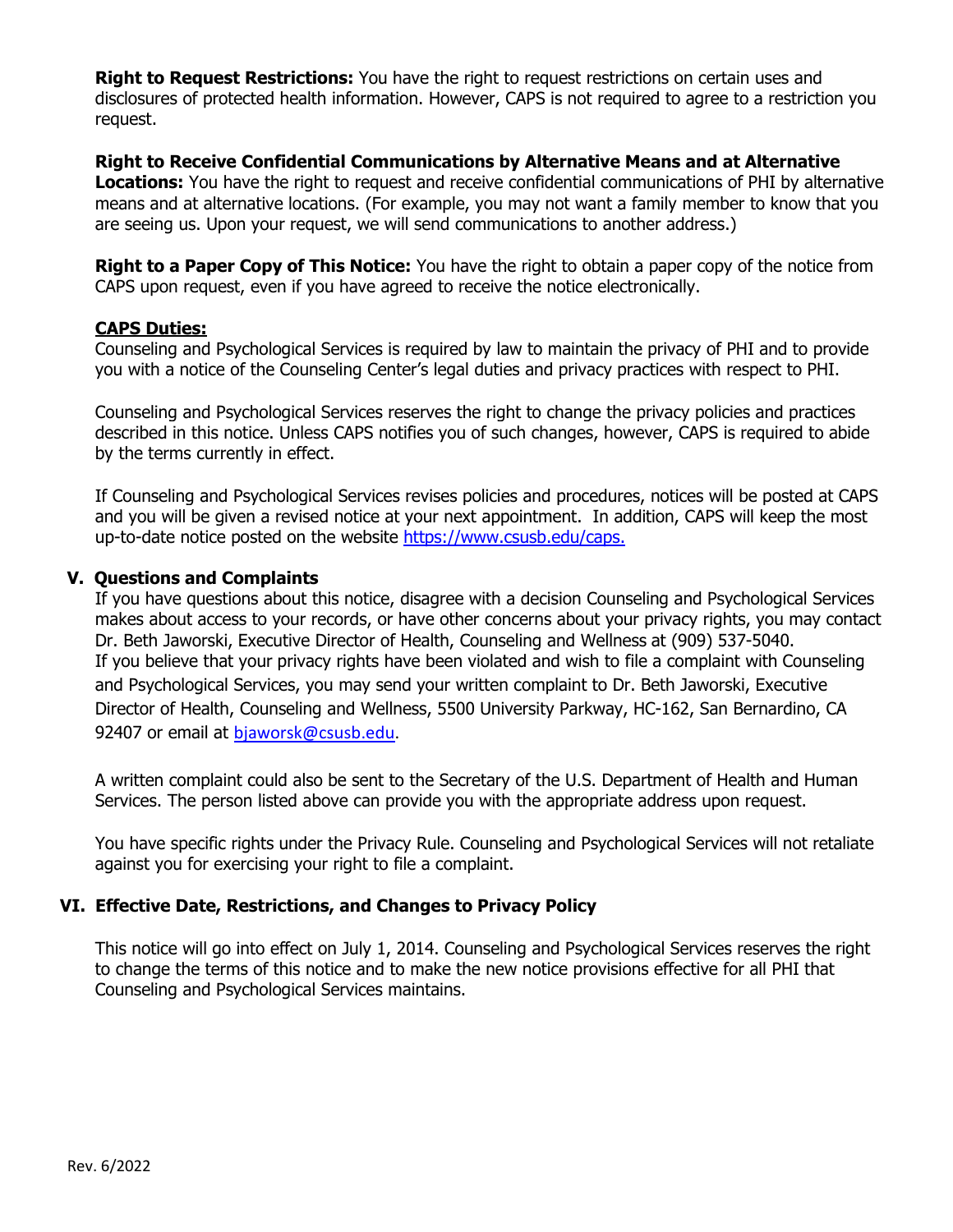**Right to Request Restrictions:** You have the right to request restrictions on certain uses and disclosures of protected health information. However, CAPS is not required to agree to a restriction you request.

**Right to Receive Confidential Communications by Alternative Means and at Alternative Locations:** You have the right to request and receive confidential communications of PHI by alternative means and at alternative locations. (For example, you may not want a family member to know that you are seeing us. Upon your request, we will send communications to another address.)

**Right to a Paper Copy of This Notice:** You have the right to obtain a paper copy of the notice from CAPS upon request, even if you have agreed to receive the notice electronically.

**CAPS Duties:**

Counseling and Psychological Services is required by law to maintain the privacy of PHI and to provide you with a notice of the Counseling Center's legal duties and privacy practices with respect to PHI.

Counseling and Psychological Services reserves the right to change the privacy policies and practices described in this notice. Unless CAPS notifies you of such changes, however, CAPS is required to abide by the terms currently in effect.

If Counseling and Psychological Services revises policies and procedures, notices will be posted at CAPS and you will be given a revised notice at your next appointment. In addition, CAPS will keep the most up-to-date notice posted on the website https://www.csusb.edu/caps.

## V. Questions and Complaints

If you have questions about this notice, disagree with a decision Counseling and Psychological Services makes about access to your records, or have other concerns about your privacy rights, you may contact Dr. Beth Jaworski, Executive Director of Health, Counseling and Wellness at (909) 537-5040. If you believe that your privacy rights have been violated and wish to file a complaint with Counseling and Psychological Services, you may send your written complaint to Dr. Beth Jaworski, Executive Director of Health, Counseling and Wellness, 5500 University Parkway, HC-162, San Bernardino, CA 92407 or email at bjaworsk@csusb.edu.

A written complaint could also be sent to the Secretary of the U.S. Department of Health and Human Services. The person listed above can provide you with the appropriate address upon request.

You have specific rights under the Privacy Rule. Counseling and Psychological Services will not retaliate against you for exercising your right to file a complaint.

## VI. Effective Date, Restrictions, and Changes to Privacy Policy

This notice will go into effect on July 1, 2014. Counseling and Psychological Services reserves the right to change the terms of this notice and to make the new notice provisions effective for all PHI that Counseling and Psychological Services maintains.

Rev. 6/2022